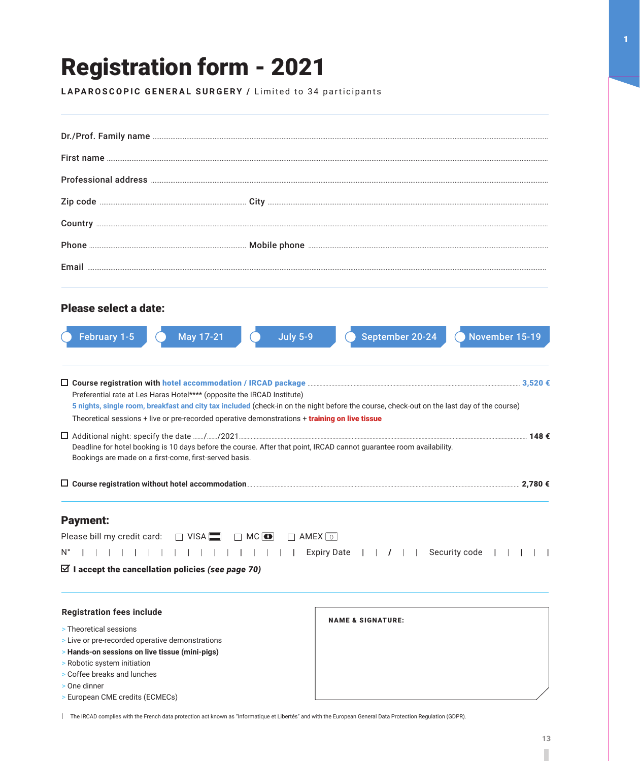# Registration form - 2021

**LAPAROSCOPIC GENERAL SURGERY** / Limited to 34 participants

Dr./Prof. Family name ..............................

First name ..............................

Professional address ..............................

Zip code .............................. City ..............................

Country ..............................

Phone .............................. Mobile phone ..............................

Email ..............................

## Please select a date:

○ February 1-5 ○ May 17-21 ○ July 5-9 ○ September 20-24 ○ November 15-19

☐ **Course registration with hotel accommodation / IRCAD package** .............................. **3,520 €**
Preferential rate at Les Haras Hotel**** (opposite the IRCAD Institute)
**5 nights, single room, breakfast and city tax included** (check-in on the night before the course, check-out on the last day of the course)
Theoretical sessions + live or pre-recorded operative demonstrations + **training on live tissue**

☐ Additional night: specify the date ....../....../2021 .............................. **148 €**
Deadline for hotel booking is 10 days before the course. After that point, IRCAD cannot guarantee room availability.
Bookings are made on a first-come, first-served basis.

☐ **Course registration without hotel accommodation** .............................. **2,780 €**

## Payment:

Please bill my credit card: ☐ VISA ☐ MC ☐ AMEX

N° | | | | | | | | | | | | | | | | | Expiry Date | | / | | Security code | | | |

☑ **I accept the cancellation policies *(see page 70)***

### Registration fees include

- Theoretical sessions
- Live or pre-recorded operative demonstrations
- **Hands-on sessions on live tissue (mini-pigs)**
- Robotic system initiation
- Coffee breaks and lunches
- One dinner
- European CME credits (ECMECs)

**NAME & SIGNATURE:**

The IRCAD complies with the French data protection act known as "Informatique et Libertés" and with the European General Data Protection Regulation (GDPR).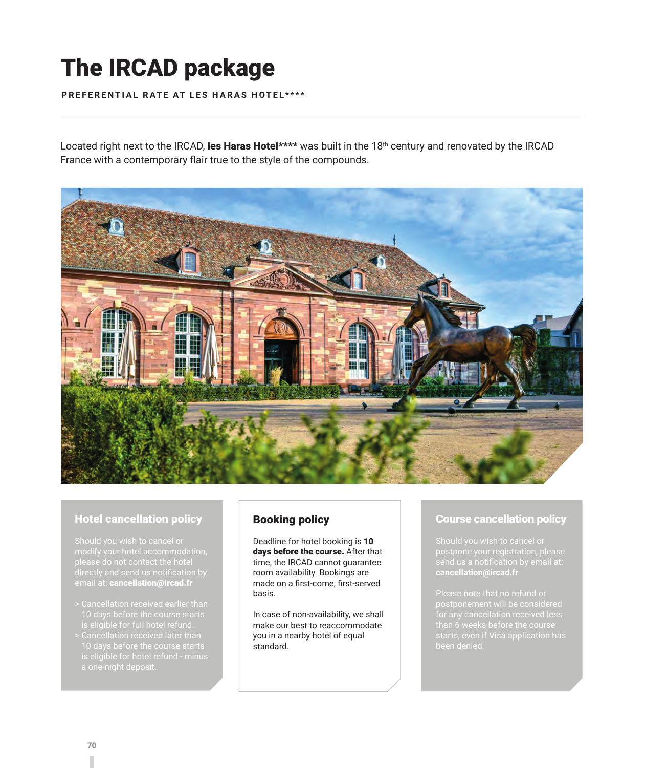# The IRCAD package

**PREFERENTIAL RATE AT LES HARAS HOTEL\*\*\*\***

Located right next to the IRCAD, **les Haras Hotel\*\*\*\*** was built in the 18th century and renovated by the IRCAD France with a contemporary flair true to the style of the compounds.

## Hotel cancellation policy

Should you wish to cancel or modify your hotel accommodation, please do not contact the hotel directly and send us notification by email at: **cancellation@ircad.fr**

> Cancellation received earlier than 10 days before the course starts is eligible for full hotel refund.
> Cancellation received later than 10 days before the course starts is eligible for hotel refund - minus a one-night deposit.

## Booking policy

Deadline for hotel booking is **10 days before the course.** After that time, the IRCAD cannot guarantee room availability. Bookings are made on a first-come, first-served basis.

In case of non-availability, we shall make our best to reaccommodate you in a nearby hotel of equal standard.

## Course cancellation policy

Should you wish to cancel or postpone your registration, please send us a notification by email at: **cancellation@ircad.fr**

Please note that no refund or postponement will be considered for any cancellation received less than 6 weeks before the course starts, even if Visa application has been denied.